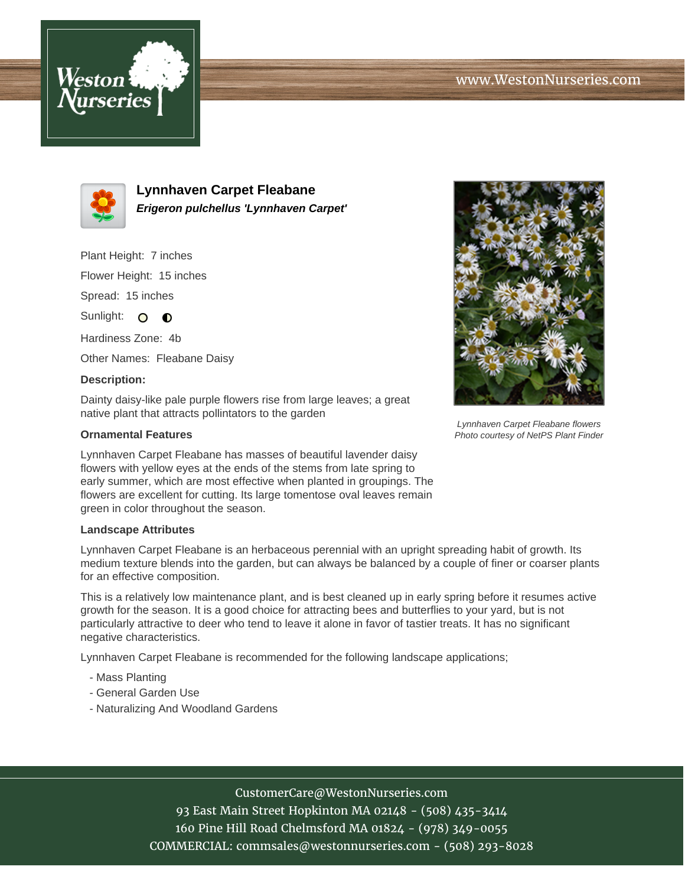www.WestonNurseries.com

# Lynnhaven Carpet Fleabane

***Erigeron pulchellus 'Lynnhaven Carpet'***

Plant Height: 7 inches

Flower Height: 15 inches

Spread: 15 inches

Sunlight: full sun, partial shade

Hardiness Zone: 4b

Other Names: Fleabane Daisy

**Description:**

Dainty daisy-like pale purple flowers rise from large leaves; a great native plant that attracts pollinators to the garden

*Lynnhaven Carpet Fleabane flowers*
*Photo courtesy of NetPS Plant Finder*

### Ornamental Features

Lynnhaven Carpet Fleabane has masses of beautiful lavender daisy flowers with yellow eyes at the ends of the stems from late spring to early summer, which are most effective when planted in groupings. The flowers are excellent for cutting. Its large tomentose oval leaves remain green in color throughout the season.

### Landscape Attributes

Lynnhaven Carpet Fleabane is an herbaceous perennial with an upright spreading habit of growth. Its medium texture blends into the garden, but can always be balanced by a couple of finer or coarser plants for an effective composition.

This is a relatively low maintenance plant, and is best cleaned up in early spring before it resumes active growth for the season. It is a good choice for attracting bees and butterflies to your yard, but is not particularly attractive to deer who tend to leave it alone in favor of tastier treats. It has no significant negative characteristics.

Lynnhaven Carpet Fleabane is recommended for the following landscape applications;

- Mass Planting
- General Garden Use
- Naturalizing And Woodland Gardens

CustomerCare@WestonNurseries.com
93 East Main Street Hopkinton MA 02148 - (508) 435-3414
160 Pine Hill Road Chelmsford MA 01824 - (978) 349-0055
COMMERCIAL: commsales@westonnurseries.com - (508) 293-8028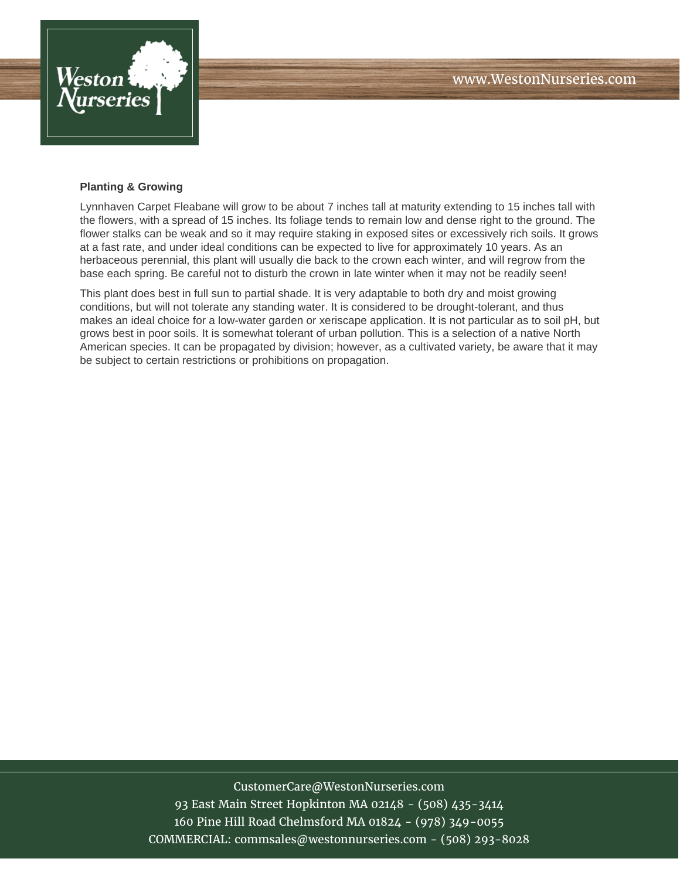**Planting & Growing**

Lynnhaven Carpet Fleabane will grow to be about 7 inches tall at maturity extending to 15 inches tall with the flowers, with a spread of 15 inches. Its foliage tends to remain low and dense right to the ground. The flower stalks can be weak and so it may require staking in exposed sites or excessively rich soils. It grows at a fast rate, and under ideal conditions can be expected to live for approximately 10 years. As an herbaceous perennial, this plant will usually die back to the crown each winter, and will regrow from the base each spring. Be careful not to disturb the crown in late winter when it may not be readily seen!

This plant does best in full sun to partial shade. It is very adaptable to both dry and moist growing conditions, but will not tolerate any standing water. It is considered to be drought-tolerant, and thus makes an ideal choice for a low-water garden or xeriscape application. It is not particular as to soil pH, but grows best in poor soils. It is somewhat tolerant of urban pollution. This is a selection of a native North American species. It can be propagated by division; however, as a cultivated variety, be aware that it may be subject to certain restrictions or prohibitions on propagation.